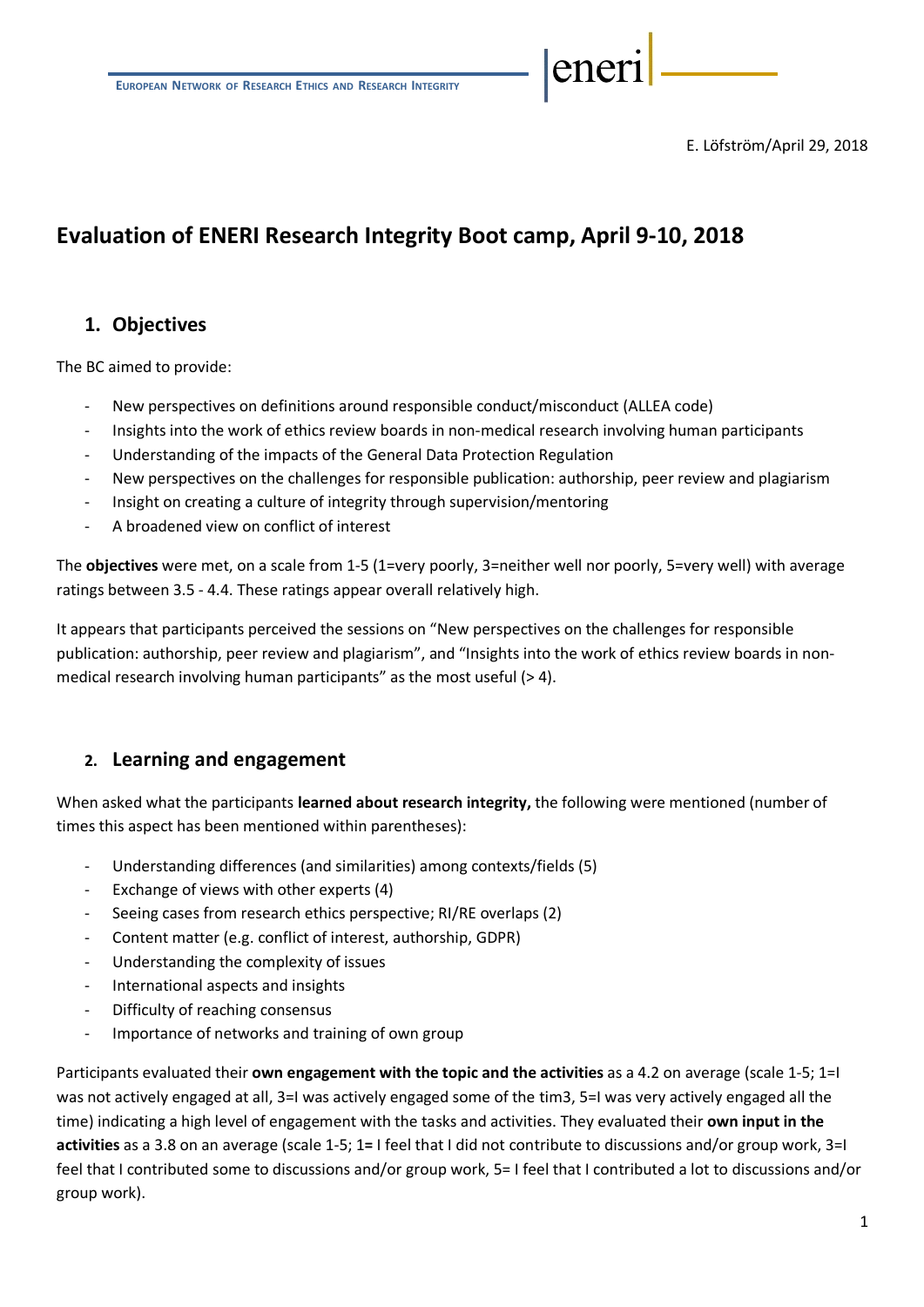E. Löfström/April 29, 2018

# Evaluation of ENERI Research Integrity Boot camp, April 9-10, 2018

## 1. Objectives

The BC aimed to provide:

- New perspectives on definitions around responsible conduct/misconduct (ALLEA code)
- Insights into the work of ethics review boards in non-medical research involving human participants
- Understanding of the impacts of the General Data Protection Regulation
- New perspectives on the challenges for responsible publication: authorship, peer review and plagiarism
- Insight on creating a culture of integrity through supervision/mentoring
- A broadened view on conflict of interest

The **objectives** were met, on a scale from 1-5 (1=very poorly, 3=neither well nor poorly, 5=very well) with average ratings between 3.5 - 4.4. These ratings appear overall relatively high.

It appears that participants perceived the sessions on "New perspectives on the challenges for responsible publication: authorship, peer review and plagiarism", and "Insights into the work of ethics review boards in non-medical research involving human participants" as the most useful (> 4).

## 2. Learning and engagement

When asked what the participants **learned about research integrity,** the following were mentioned (number of times this aspect has been mentioned within parentheses):

- Understanding differences (and similarities) among contexts/fields (5)
- Exchange of views with other experts (4)
- Seeing cases from research ethics perspective; RI/RE overlaps (2)
- Content matter (e.g. conflict of interest, authorship, GDPR)
- Understanding the complexity of issues
- International aspects and insights
- Difficulty of reaching consensus
- Importance of networks and training of own group

Participants evaluated their **own engagement with the topic and the activities** as a 4.2 on average (scale 1-5; 1=I was not actively engaged at all, 3=I was actively engaged some of the tim3, 5=I was very actively engaged all the time) indicating a high level of engagement with the tasks and activities. They evaluated their **own input in the activities** as a 3.8 on an average (scale 1-5; 1**=** I feel that I did not contribute to discussions and/or group work, 3=I feel that I contributed some to discussions and/or group work, 5= I feel that I contributed a lot to discussions and/or group work).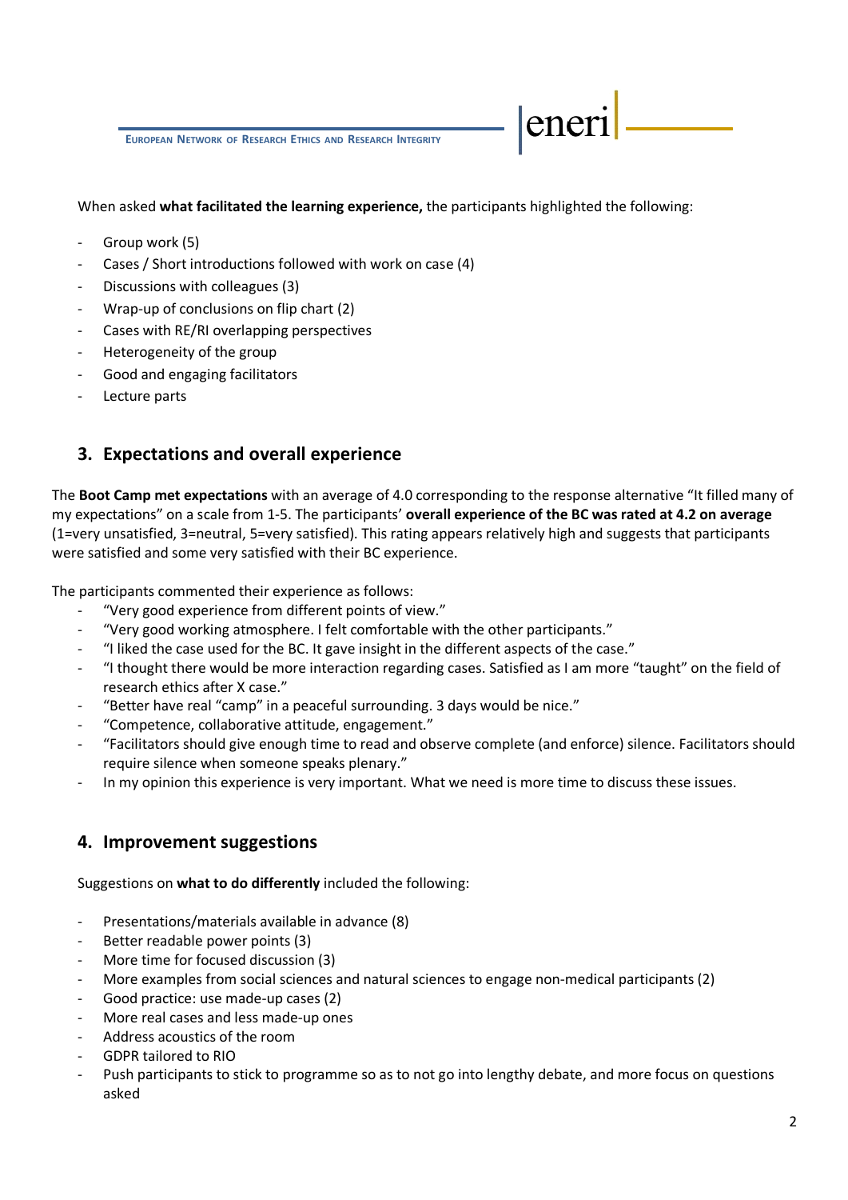When asked **what facilitated the learning experience,** the participants highlighted the following:

- Group work (5)
- Cases / Short introductions followed with work on case (4)
- Discussions with colleagues (3)
- Wrap-up of conclusions on flip chart (2)
- Cases with RE/RI overlapping perspectives
- Heterogeneity of the group
- Good and engaging facilitators
- Lecture parts

## 3. Expectations and overall experience

The **Boot Camp met expectations** with an average of 4.0 corresponding to the response alternative "It filled many of my expectations" on a scale from 1-5. The participants' **overall experience of the BC was rated at 4.2 on average** (1=very unsatisfied, 3=neutral, 5=very satisfied). This rating appears relatively high and suggests that participants were satisfied and some very satisfied with their BC experience.

The participants commented their experience as follows:

- "Very good experience from different points of view."
- "Very good working atmosphere. I felt comfortable with the other participants."
- "I liked the case used for the BC. It gave insight in the different aspects of the case."
- "I thought there would be more interaction regarding cases. Satisfied as I am more "taught" on the field of research ethics after X case."
- "Better have real "camp" in a peaceful surrounding. 3 days would be nice."
- "Competence, collaborative attitude, engagement."
- "Facilitators should give enough time to read and observe complete (and enforce) silence. Facilitators should require silence when someone speaks plenary."
- In my opinion this experience is very important. What we need is more time to discuss these issues.

## 4. Improvement suggestions

Suggestions on **what to do differently** included the following:

- Presentations/materials available in advance (8)
- Better readable power points (3)
- More time for focused discussion (3)
- More examples from social sciences and natural sciences to engage non-medical participants (2)
- Good practice: use made-up cases (2)
- More real cases and less made-up ones
- Address acoustics of the room
- GDPR tailored to RIO
- Push participants to stick to programme so as to not go into lengthy debate, and more focus on questions asked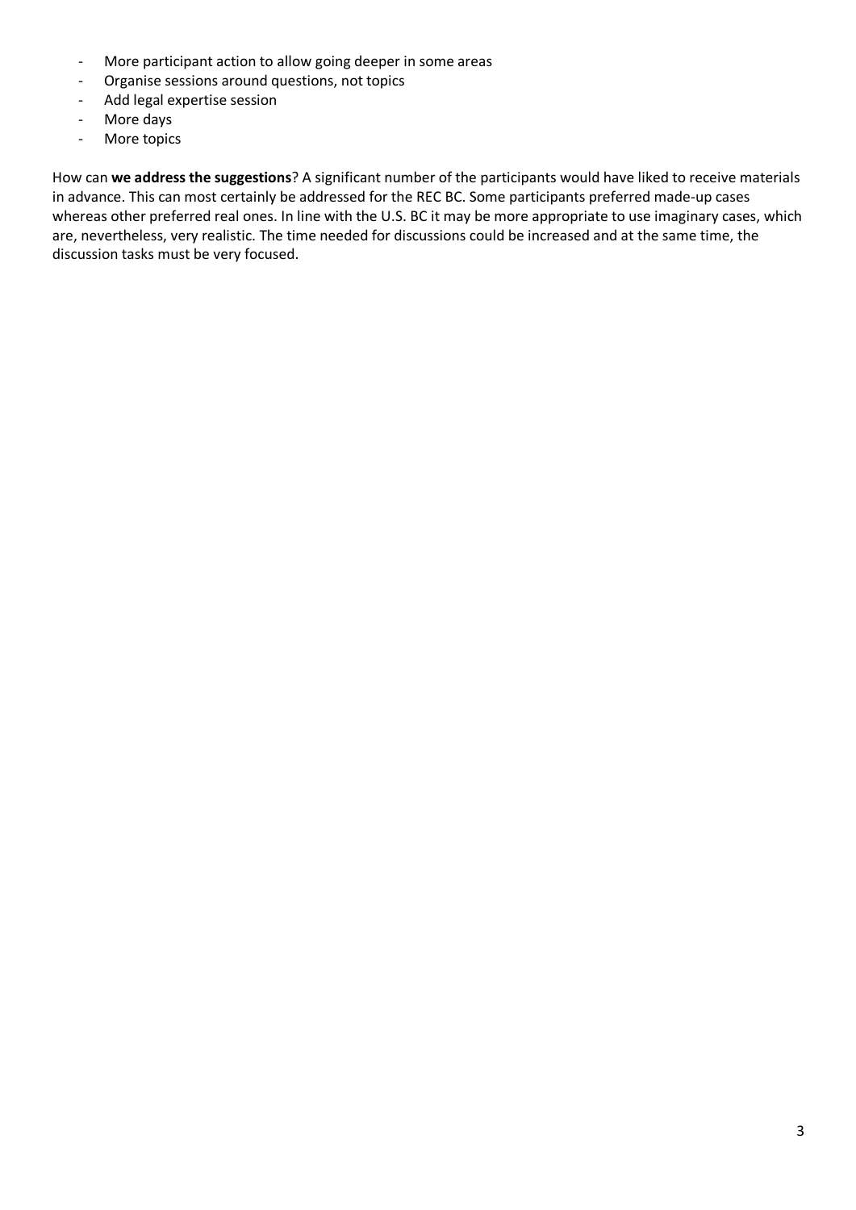- More participant action to allow going deeper in some areas
- Organise sessions around questions, not topics
- Add legal expertise session
- More days
- More topics

How can **we address the suggestions**? A significant number of the participants would have liked to receive materials in advance. This can most certainly be addressed for the REC BC. Some participants preferred made-up cases whereas other preferred real ones. In line with the U.S. BC it may be more appropriate to use imaginary cases, which are, nevertheless, very realistic. The time needed for discussions could be increased and at the same time, the discussion tasks must be very focused.